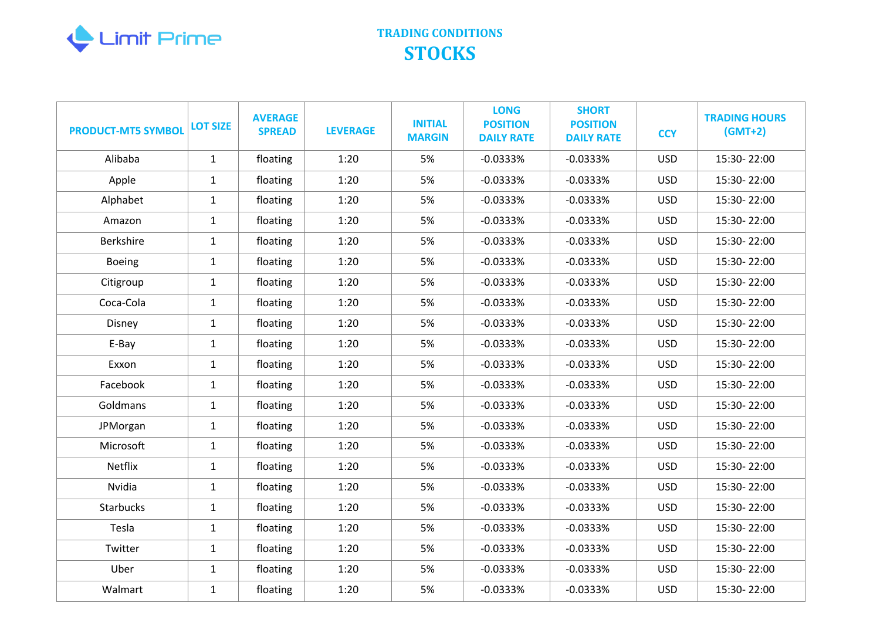Limit Prime

## TRADING CONDITIONS

# STOCKS

| PRODUCT-MT5 SYMBOL | LOT SIZE | AVERAGE SPREAD | LEVERAGE | INITIAL MARGIN | LONG POSITION DAILY RATE | SHORT POSITION DAILY RATE | CCY | TRADING HOURS (GMT+2) |
|---|---|---|---|---|---|---|---|---|
| Alibaba | 1 | floating | 1:20 | 5% | -0.0333% | -0.0333% | USD | 15:30- 22:00 |
| Apple | 1 | floating | 1:20 | 5% | -0.0333% | -0.0333% | USD | 15:30- 22:00 |
| Alphabet | 1 | floating | 1:20 | 5% | -0.0333% | -0.0333% | USD | 15:30- 22:00 |
| Amazon | 1 | floating | 1:20 | 5% | -0.0333% | -0.0333% | USD | 15:30- 22:00 |
| Berkshire | 1 | floating | 1:20 | 5% | -0.0333% | -0.0333% | USD | 15:30- 22:00 |
| Boeing | 1 | floating | 1:20 | 5% | -0.0333% | -0.0333% | USD | 15:30- 22:00 |
| Citigroup | 1 | floating | 1:20 | 5% | -0.0333% | -0.0333% | USD | 15:30- 22:00 |
| Coca-Cola | 1 | floating | 1:20 | 5% | -0.0333% | -0.0333% | USD | 15:30- 22:00 |
| Disney | 1 | floating | 1:20 | 5% | -0.0333% | -0.0333% | USD | 15:30- 22:00 |
| E-Bay | 1 | floating | 1:20 | 5% | -0.0333% | -0.0333% | USD | 15:30- 22:00 |
| Exxon | 1 | floating | 1:20 | 5% | -0.0333% | -0.0333% | USD | 15:30- 22:00 |
| Facebook | 1 | floating | 1:20 | 5% | -0.0333% | -0.0333% | USD | 15:30- 22:00 |
| Goldmans | 1 | floating | 1:20 | 5% | -0.0333% | -0.0333% | USD | 15:30- 22:00 |
| JPMorgan | 1 | floating | 1:20 | 5% | -0.0333% | -0.0333% | USD | 15:30- 22:00 |
| Microsoft | 1 | floating | 1:20 | 5% | -0.0333% | -0.0333% | USD | 15:30- 22:00 |
| Netflix | 1 | floating | 1:20 | 5% | -0.0333% | -0.0333% | USD | 15:30- 22:00 |
| Nvidia | 1 | floating | 1:20 | 5% | -0.0333% | -0.0333% | USD | 15:30- 22:00 |
| Starbucks | 1 | floating | 1:20 | 5% | -0.0333% | -0.0333% | USD | 15:30- 22:00 |
| Tesla | 1 | floating | 1:20 | 5% | -0.0333% | -0.0333% | USD | 15:30- 22:00 |
| Twitter | 1 | floating | 1:20 | 5% | -0.0333% | -0.0333% | USD | 15:30- 22:00 |
| Uber | 1 | floating | 1:20 | 5% | -0.0333% | -0.0333% | USD | 15:30- 22:00 |
| Walmart | 1 | floating | 1:20 | 5% | -0.0333% | -0.0333% | USD | 15:30- 22:00 |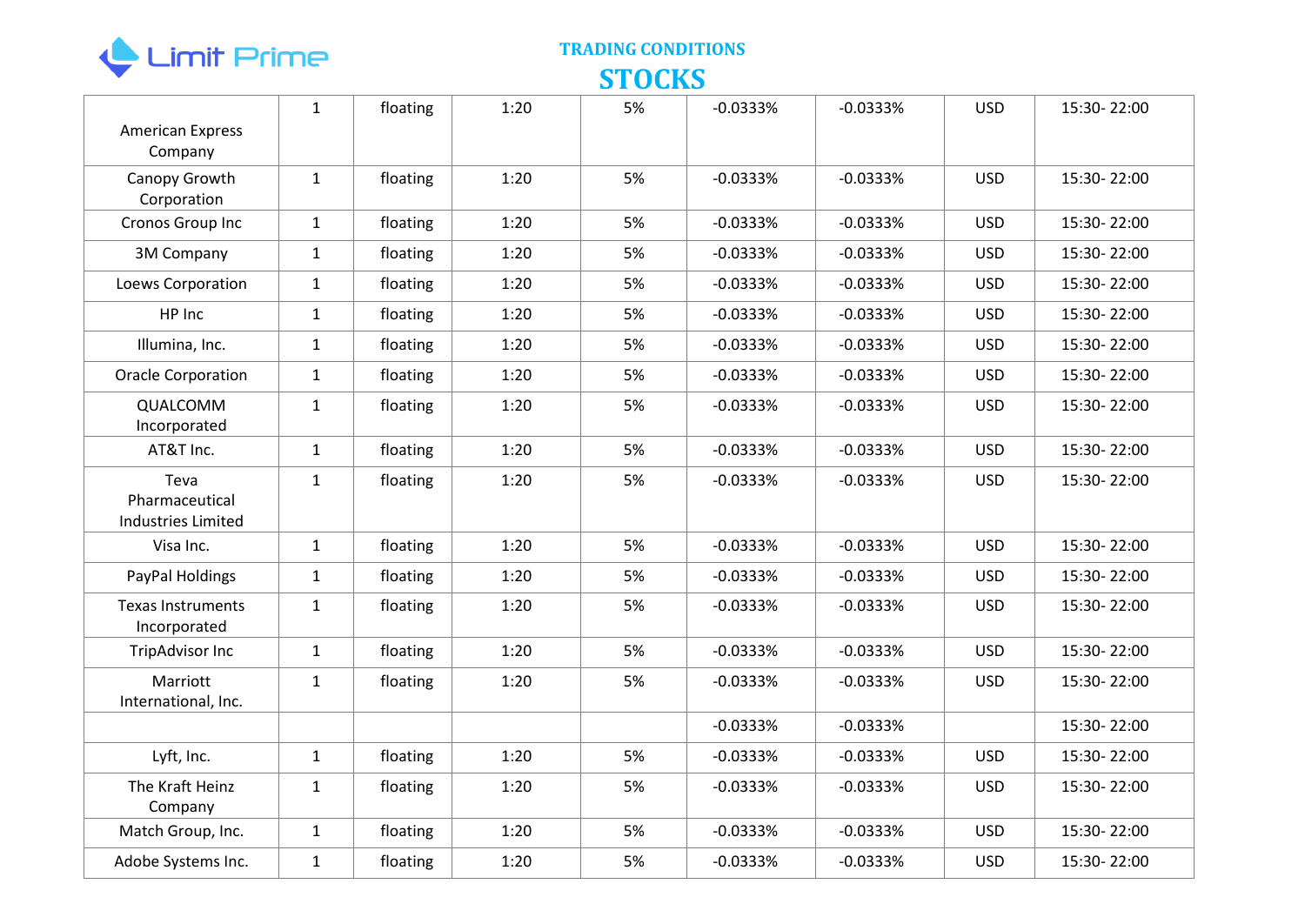TRADING CONDITIONS

# STOCKS

| | | | | | | | | |
|---|---|---|---|---|---|---|---|---|
| American Express Company | 1 | floating | 1:20 | 5% | -0.0333% | -0.0333% | USD | 15:30- 22:00 |
| Canopy Growth Corporation | 1 | floating | 1:20 | 5% | -0.0333% | -0.0333% | USD | 15:30- 22:00 |
| Cronos Group Inc | 1 | floating | 1:20 | 5% | -0.0333% | -0.0333% | USD | 15:30- 22:00 |
| 3M Company | 1 | floating | 1:20 | 5% | -0.0333% | -0.0333% | USD | 15:30- 22:00 |
| Loews Corporation | 1 | floating | 1:20 | 5% | -0.0333% | -0.0333% | USD | 15:30- 22:00 |
| HP Inc | 1 | floating | 1:20 | 5% | -0.0333% | -0.0333% | USD | 15:30- 22:00 |
| Illumina, Inc. | 1 | floating | 1:20 | 5% | -0.0333% | -0.0333% | USD | 15:30- 22:00 |
| Oracle Corporation | 1 | floating | 1:20 | 5% | -0.0333% | -0.0333% | USD | 15:30- 22:00 |
| QUALCOMM Incorporated | 1 | floating | 1:20 | 5% | -0.0333% | -0.0333% | USD | 15:30- 22:00 |
| AT&T Inc. | 1 | floating | 1:20 | 5% | -0.0333% | -0.0333% | USD | 15:30- 22:00 |
| Teva Pharmaceutical Industries Limited | 1 | floating | 1:20 | 5% | -0.0333% | -0.0333% | USD | 15:30- 22:00 |
| Visa Inc. | 1 | floating | 1:20 | 5% | -0.0333% | -0.0333% | USD | 15:30- 22:00 |
| PayPal Holdings | 1 | floating | 1:20 | 5% | -0.0333% | -0.0333% | USD | 15:30- 22:00 |
| Texas Instruments Incorporated | 1 | floating | 1:20 | 5% | -0.0333% | -0.0333% | USD | 15:30- 22:00 |
| TripAdvisor Inc | 1 | floating | 1:20 | 5% | -0.0333% | -0.0333% | USD | 15:30- 22:00 |
| Marriott International, Inc. | 1 | floating | 1:20 | 5% | -0.0333% | -0.0333% | USD | 15:30- 22:00 |
| | | | | | -0.0333% | -0.0333% | | 15:30- 22:00 |
| Lyft, Inc. | 1 | floating | 1:20 | 5% | -0.0333% | -0.0333% | USD | 15:30- 22:00 |
| The Kraft Heinz Company | 1 | floating | 1:20 | 5% | -0.0333% | -0.0333% | USD | 15:30- 22:00 |
| Match Group, Inc. | 1 | floating | 1:20 | 5% | -0.0333% | -0.0333% | USD | 15:30- 22:00 |
| Adobe Systems Inc. | 1 | floating | 1:20 | 5% | -0.0333% | -0.0333% | USD | 15:30- 22:00 |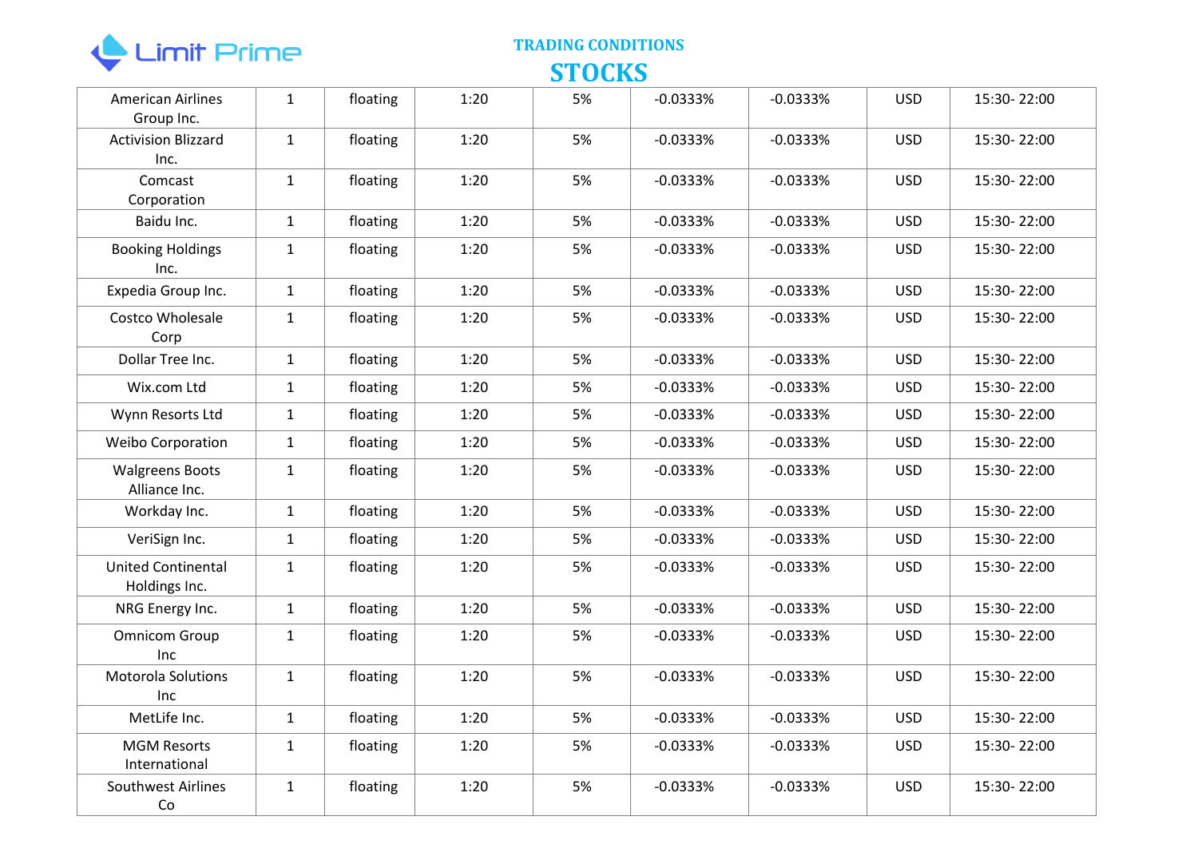Limit Prime

## TRADING CONDITIONS

# STOCKS

| | | | | | | | | |
|---|---|---|---|---|---|---|---|---|
| American Airlines Group Inc. | 1 | floating | 1:20 | 5% | -0.0333% | -0.0333% | USD | 15:30- 22:00 |
| Activision Blizzard Inc. | 1 | floating | 1:20 | 5% | -0.0333% | -0.0333% | USD | 15:30- 22:00 |
| Comcast Corporation | 1 | floating | 1:20 | 5% | -0.0333% | -0.0333% | USD | 15:30- 22:00 |
| Baidu Inc. | 1 | floating | 1:20 | 5% | -0.0333% | -0.0333% | USD | 15:30- 22:00 |
| Booking Holdings Inc. | 1 | floating | 1:20 | 5% | -0.0333% | -0.0333% | USD | 15:30- 22:00 |
| Expedia Group Inc. | 1 | floating | 1:20 | 5% | -0.0333% | -0.0333% | USD | 15:30- 22:00 |
| Costco Wholesale Corp | 1 | floating | 1:20 | 5% | -0.0333% | -0.0333% | USD | 15:30- 22:00 |
| Dollar Tree Inc. | 1 | floating | 1:20 | 5% | -0.0333% | -0.0333% | USD | 15:30- 22:00 |
| Wix.com Ltd | 1 | floating | 1:20 | 5% | -0.0333% | -0.0333% | USD | 15:30- 22:00 |
| Wynn Resorts Ltd | 1 | floating | 1:20 | 5% | -0.0333% | -0.0333% | USD | 15:30- 22:00 |
| Weibo Corporation | 1 | floating | 1:20 | 5% | -0.0333% | -0.0333% | USD | 15:30- 22:00 |
| Walgreens Boots Alliance Inc. | 1 | floating | 1:20 | 5% | -0.0333% | -0.0333% | USD | 15:30- 22:00 |
| Workday Inc. | 1 | floating | 1:20 | 5% | -0.0333% | -0.0333% | USD | 15:30- 22:00 |
| VeriSign Inc. | 1 | floating | 1:20 | 5% | -0.0333% | -0.0333% | USD | 15:30- 22:00 |
| United Continental Holdings Inc. | 1 | floating | 1:20 | 5% | -0.0333% | -0.0333% | USD | 15:30- 22:00 |
| NRG Energy Inc. | 1 | floating | 1:20 | 5% | -0.0333% | -0.0333% | USD | 15:30- 22:00 |
| Omnicom Group Inc | 1 | floating | 1:20 | 5% | -0.0333% | -0.0333% | USD | 15:30- 22:00 |
| Motorola Solutions Inc | 1 | floating | 1:20 | 5% | -0.0333% | -0.0333% | USD | 15:30- 22:00 |
| MetLife Inc. | 1 | floating | 1:20 | 5% | -0.0333% | -0.0333% | USD | 15:30- 22:00 |
| MGM Resorts International | 1 | floating | 1:20 | 5% | -0.0333% | -0.0333% | USD | 15:30- 22:00 |
| Southwest Airlines Co | 1 | floating | 1:20 | 5% | -0.0333% | -0.0333% | USD | 15:30- 22:00 |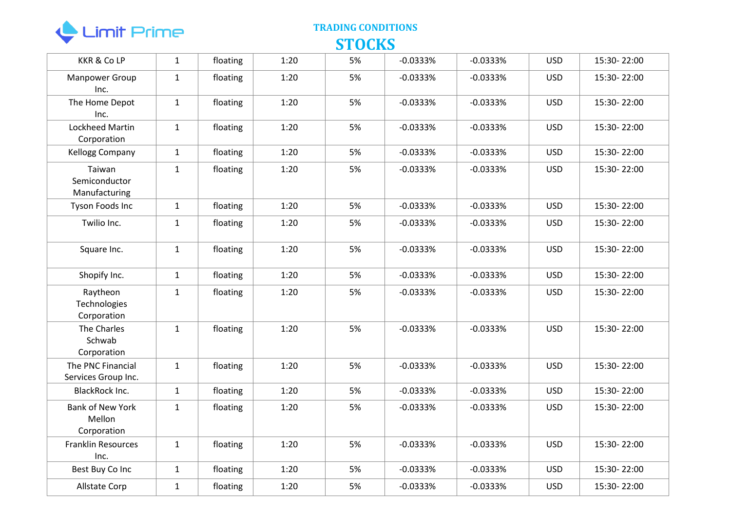TRADING CONDITIONS

# STOCKS

| | | | | | | | | |
|---|---|---|---|---|---|---|---|---|
| KKR & Co LP | 1 | floating | 1:20 | 5% | -0.0333% | -0.0333% | USD | 15:30- 22:00 |
| Manpower Group Inc. | 1 | floating | 1:20 | 5% | -0.0333% | -0.0333% | USD | 15:30- 22:00 |
| The Home Depot Inc. | 1 | floating | 1:20 | 5% | -0.0333% | -0.0333% | USD | 15:30- 22:00 |
| Lockheed Martin Corporation | 1 | floating | 1:20 | 5% | -0.0333% | -0.0333% | USD | 15:30- 22:00 |
| Kellogg Company | 1 | floating | 1:20 | 5% | -0.0333% | -0.0333% | USD | 15:30- 22:00 |
| Taiwan Semiconductor Manufacturing | 1 | floating | 1:20 | 5% | -0.0333% | -0.0333% | USD | 15:30- 22:00 |
| Tyson Foods Inc | 1 | floating | 1:20 | 5% | -0.0333% | -0.0333% | USD | 15:30- 22:00 |
| Twilio Inc. | 1 | floating | 1:20 | 5% | -0.0333% | -0.0333% | USD | 15:30- 22:00 |
| Square Inc. | 1 | floating | 1:20 | 5% | -0.0333% | -0.0333% | USD | 15:30- 22:00 |
| Shopify Inc. | 1 | floating | 1:20 | 5% | -0.0333% | -0.0333% | USD | 15:30- 22:00 |
| Raytheon Technologies Corporation | 1 | floating | 1:20 | 5% | -0.0333% | -0.0333% | USD | 15:30- 22:00 |
| The Charles Schwab Corporation | 1 | floating | 1:20 | 5% | -0.0333% | -0.0333% | USD | 15:30- 22:00 |
| The PNC Financial Services Group Inc. | 1 | floating | 1:20 | 5% | -0.0333% | -0.0333% | USD | 15:30- 22:00 |
| BlackRock Inc. | 1 | floating | 1:20 | 5% | -0.0333% | -0.0333% | USD | 15:30- 22:00 |
| Bank of New York Mellon Corporation | 1 | floating | 1:20 | 5% | -0.0333% | -0.0333% | USD | 15:30- 22:00 |
| Franklin Resources Inc. | 1 | floating | 1:20 | 5% | -0.0333% | -0.0333% | USD | 15:30- 22:00 |
| Best Buy Co Inc | 1 | floating | 1:20 | 5% | -0.0333% | -0.0333% | USD | 15:30- 22:00 |
| Allstate Corp | 1 | floating | 1:20 | 5% | -0.0333% | -0.0333% | USD | 15:30- 22:00 |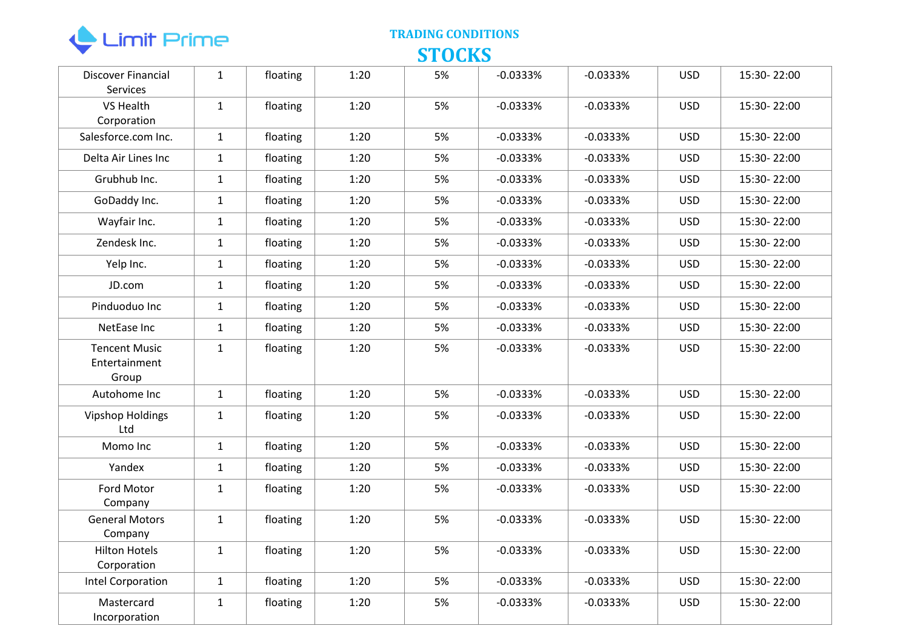Limit Prime

## TRADING CONDITIONS

# STOCKS

| | | | | | | | | |
|---|---|---|---|---|---|---|---|---|
| Discover Financial Services | 1 | floating | 1:20 | 5% | -0.0333% | -0.0333% | USD | 15:30- 22:00 |
| VS Health Corporation | 1 | floating | 1:20 | 5% | -0.0333% | -0.0333% | USD | 15:30- 22:00 |
| Salesforce.com Inc. | 1 | floating | 1:20 | 5% | -0.0333% | -0.0333% | USD | 15:30- 22:00 |
| Delta Air Lines Inc | 1 | floating | 1:20 | 5% | -0.0333% | -0.0333% | USD | 15:30- 22:00 |
| Grubhub Inc. | 1 | floating | 1:20 | 5% | -0.0333% | -0.0333% | USD | 15:30- 22:00 |
| GoDaddy Inc. | 1 | floating | 1:20 | 5% | -0.0333% | -0.0333% | USD | 15:30- 22:00 |
| Wayfair Inc. | 1 | floating | 1:20 | 5% | -0.0333% | -0.0333% | USD | 15:30- 22:00 |
| Zendesk Inc. | 1 | floating | 1:20 | 5% | -0.0333% | -0.0333% | USD | 15:30- 22:00 |
| Yelp Inc. | 1 | floating | 1:20 | 5% | -0.0333% | -0.0333% | USD | 15:30- 22:00 |
| JD.com | 1 | floating | 1:20 | 5% | -0.0333% | -0.0333% | USD | 15:30- 22:00 |
| Pinduoduo Inc | 1 | floating | 1:20 | 5% | -0.0333% | -0.0333% | USD | 15:30- 22:00 |
| NetEase Inc | 1 | floating | 1:20 | 5% | -0.0333% | -0.0333% | USD | 15:30- 22:00 |
| Tencent Music Entertainment Group | 1 | floating | 1:20 | 5% | -0.0333% | -0.0333% | USD | 15:30- 22:00 |
| Autohome Inc | 1 | floating | 1:20 | 5% | -0.0333% | -0.0333% | USD | 15:30- 22:00 |
| Vipshop Holdings Ltd | 1 | floating | 1:20 | 5% | -0.0333% | -0.0333% | USD | 15:30- 22:00 |
| Momo Inc | 1 | floating | 1:20 | 5% | -0.0333% | -0.0333% | USD | 15:30- 22:00 |
| Yandex | 1 | floating | 1:20 | 5% | -0.0333% | -0.0333% | USD | 15:30- 22:00 |
| Ford Motor Company | 1 | floating | 1:20 | 5% | -0.0333% | -0.0333% | USD | 15:30- 22:00 |
| General Motors Company | 1 | floating | 1:20 | 5% | -0.0333% | -0.0333% | USD | 15:30- 22:00 |
| Hilton Hotels Corporation | 1 | floating | 1:20 | 5% | -0.0333% | -0.0333% | USD | 15:30- 22:00 |
| Intel Corporation | 1 | floating | 1:20 | 5% | -0.0333% | -0.0333% | USD | 15:30- 22:00 |
| Mastercard Incorporation | 1 | floating | 1:20 | 5% | -0.0333% | -0.0333% | USD | 15:30- 22:00 |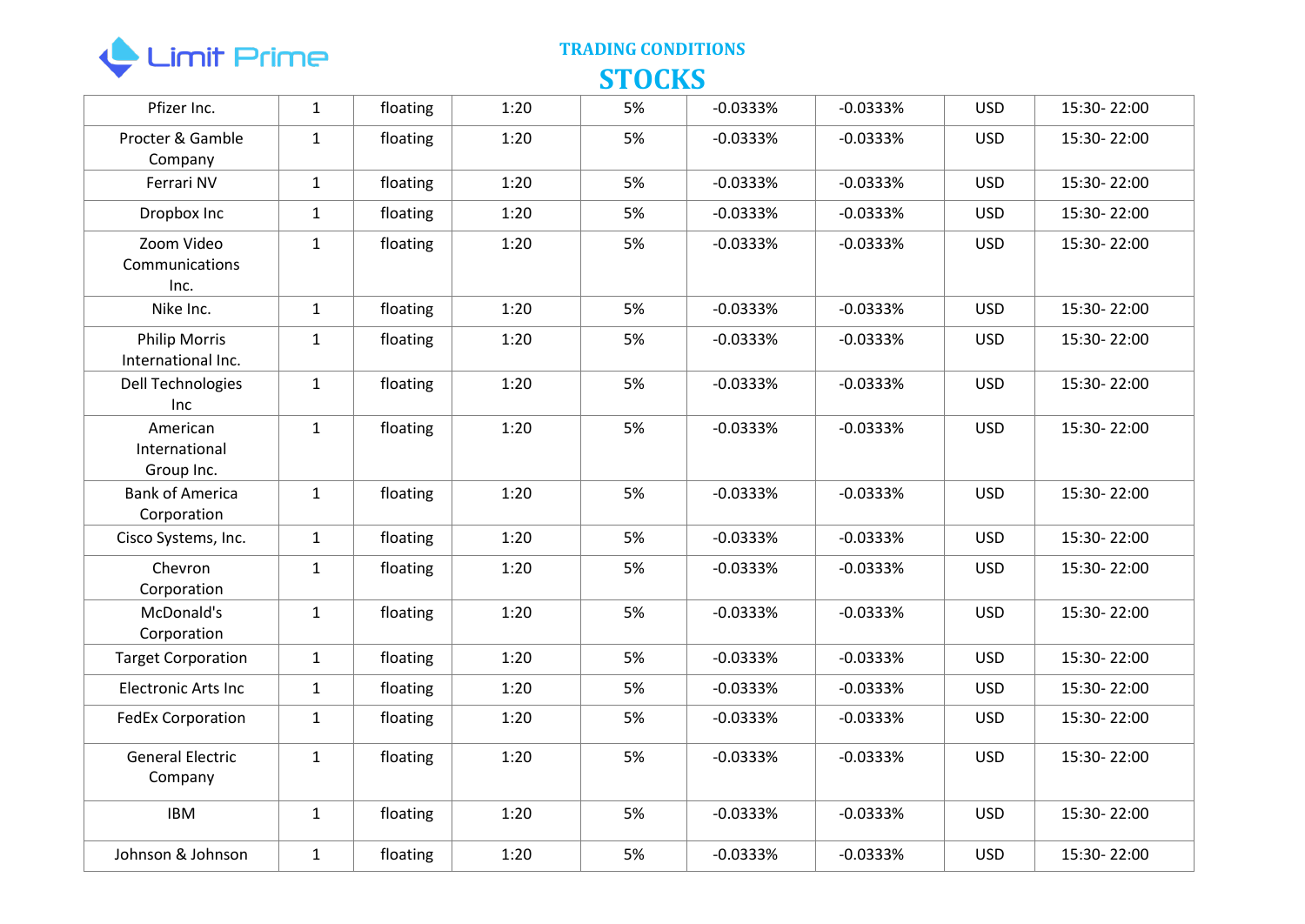## TRADING CONDITIONS

# STOCKS

| | | | | | | | | |
|---|---|---|---|---|---|---|---|---|
| Pfizer Inc. | 1 | floating | 1:20 | 5% | -0.0333% | -0.0333% | USD | 15:30- 22:00 |
| Procter & Gamble Company | 1 | floating | 1:20 | 5% | -0.0333% | -0.0333% | USD | 15:30- 22:00 |
| Ferrari NV | 1 | floating | 1:20 | 5% | -0.0333% | -0.0333% | USD | 15:30- 22:00 |
| Dropbox Inc | 1 | floating | 1:20 | 5% | -0.0333% | -0.0333% | USD | 15:30- 22:00 |
| Zoom Video Communications Inc. | 1 | floating | 1:20 | 5% | -0.0333% | -0.0333% | USD | 15:30- 22:00 |
| Nike Inc. | 1 | floating | 1:20 | 5% | -0.0333% | -0.0333% | USD | 15:30- 22:00 |
| Philip Morris International Inc. | 1 | floating | 1:20 | 5% | -0.0333% | -0.0333% | USD | 15:30- 22:00 |
| Dell Technologies Inc | 1 | floating | 1:20 | 5% | -0.0333% | -0.0333% | USD | 15:30- 22:00 |
| American International Group Inc. | 1 | floating | 1:20 | 5% | -0.0333% | -0.0333% | USD | 15:30- 22:00 |
| Bank of America Corporation | 1 | floating | 1:20 | 5% | -0.0333% | -0.0333% | USD | 15:30- 22:00 |
| Cisco Systems, Inc. | 1 | floating | 1:20 | 5% | -0.0333% | -0.0333% | USD | 15:30- 22:00 |
| Chevron Corporation | 1 | floating | 1:20 | 5% | -0.0333% | -0.0333% | USD | 15:30- 22:00 |
| McDonald's Corporation | 1 | floating | 1:20 | 5% | -0.0333% | -0.0333% | USD | 15:30- 22:00 |
| Target Corporation | 1 | floating | 1:20 | 5% | -0.0333% | -0.0333% | USD | 15:30- 22:00 |
| Electronic Arts Inc | 1 | floating | 1:20 | 5% | -0.0333% | -0.0333% | USD | 15:30- 22:00 |
| FedEx Corporation | 1 | floating | 1:20 | 5% | -0.0333% | -0.0333% | USD | 15:30- 22:00 |
| General Electric Company | 1 | floating | 1:20 | 5% | -0.0333% | -0.0333% | USD | 15:30- 22:00 |
| IBM | 1 | floating | 1:20 | 5% | -0.0333% | -0.0333% | USD | 15:30- 22:00 |
| Johnson & Johnson | 1 | floating | 1:20 | 5% | -0.0333% | -0.0333% | USD | 15:30- 22:00 |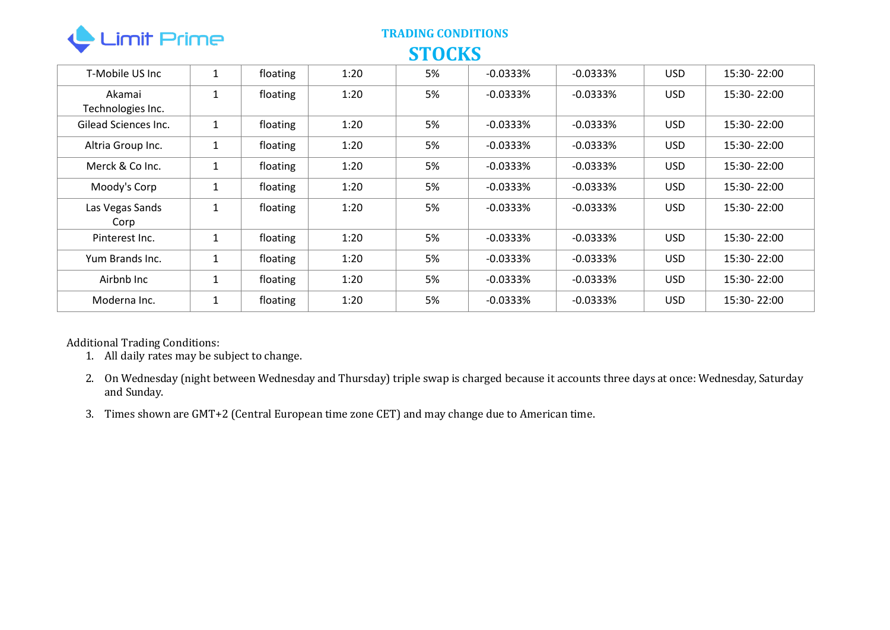Limit Prime

## TRADING CONDITIONS

# STOCKS

| | | | | | | | | |
|---|---|---|---|---|---|---|---|---|
| T-Mobile US Inc | 1 | floating | 1:20 | 5% | -0.0333% | -0.0333% | USD | 15:30- 22:00 |
| Akamai Technologies Inc. | 1 | floating | 1:20 | 5% | -0.0333% | -0.0333% | USD | 15:30- 22:00 |
| Gilead Sciences Inc. | 1 | floating | 1:20 | 5% | -0.0333% | -0.0333% | USD | 15:30- 22:00 |
| Altria Group Inc. | 1 | floating | 1:20 | 5% | -0.0333% | -0.0333% | USD | 15:30- 22:00 |
| Merck & Co Inc. | 1 | floating | 1:20 | 5% | -0.0333% | -0.0333% | USD | 15:30- 22:00 |
| Moody's Corp | 1 | floating | 1:20 | 5% | -0.0333% | -0.0333% | USD | 15:30- 22:00 |
| Las Vegas Sands Corp | 1 | floating | 1:20 | 5% | -0.0333% | -0.0333% | USD | 15:30- 22:00 |
| Pinterest Inc. | 1 | floating | 1:20 | 5% | -0.0333% | -0.0333% | USD | 15:30- 22:00 |
| Yum Brands Inc. | 1 | floating | 1:20 | 5% | -0.0333% | -0.0333% | USD | 15:30- 22:00 |
| Airbnb Inc | 1 | floating | 1:20 | 5% | -0.0333% | -0.0333% | USD | 15:30- 22:00 |
| Moderna Inc. | 1 | floating | 1:20 | 5% | -0.0333% | -0.0333% | USD | 15:30- 22:00 |

Additional Trading Conditions:

1. All daily rates may be subject to change.
2. On Wednesday (night between Wednesday and Thursday) triple swap is charged because it accounts three days at once: Wednesday, Saturday and Sunday.
3. Times shown are GMT+2 (Central European time zone CET) and may change due to American time.